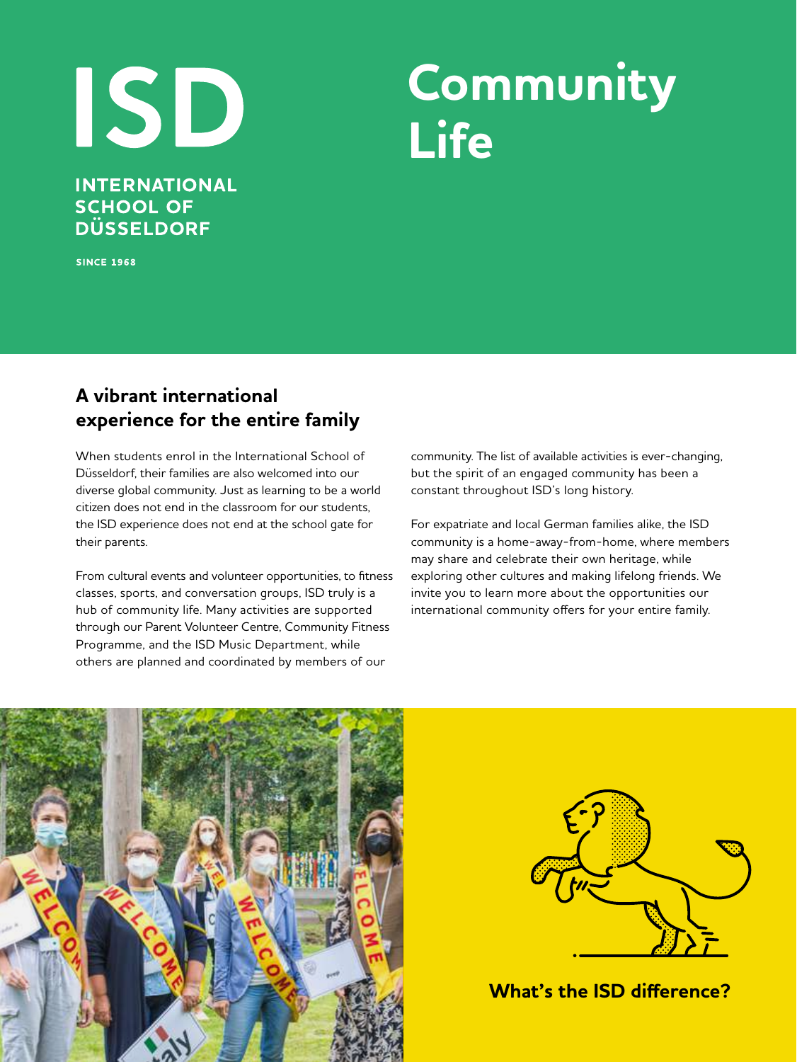# ISD

**INTERNATIONAL SCHOOL OF DÜSSELDORF**

**SINCE 1968**

# Community Life

## A vibrant international experience for the entire family

When students enrol in the International School of Düsseldorf, their families are also welcomed into our diverse global community. Just as learning to be a world citizen does not end in the classroom for our students, the ISD experience does not end at the school gate for their parents.

From cultural events and volunteer opportunities, to fitness classes, sports, and conversation groups, ISD truly is a hub of community life. Many activities are supported through our Parent Volunteer Centre, Community Fitness Programme, and the ISD Music Department, while others are planned and coordinated by members of our community. The list of available activities is ever-changing, but the spirit of an engaged community has been a constant throughout ISD's long history.

For expatriate and local German families alike, the ISD community is a home-away-from-home, where members may share and celebrate their own heritage, while exploring other cultures and making lifelong friends. We invite you to learn more about the opportunities our international community offers for your entire family.

**What's the ISD difference?**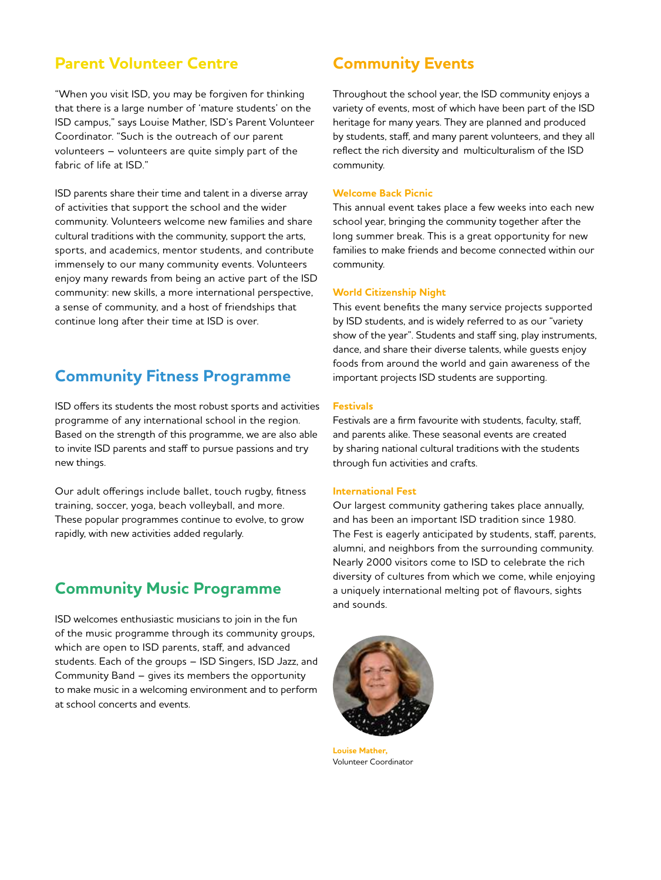## Parent Volunteer Centre

"When you visit ISD, you may be forgiven for thinking that there is a large number of 'mature students' on the ISD campus," says Louise Mather, ISD's Parent Volunteer Coordinator. "Such is the outreach of our parent volunteers – volunteers are quite simply part of the fabric of life at ISD."

ISD parents share their time and talent in a diverse array of activities that support the school and the wider community. Volunteers welcome new families and share cultural traditions with the community, support the arts, sports, and academics, mentor students, and contribute immensely to our many community events. Volunteers enjoy many rewards from being an active part of the ISD community: new skills, a more international perspective, a sense of community, and a host of friendships that continue long after their time at ISD is over.

## Community Fitness Programme

ISD offers its students the most robust sports and activities programme of any international school in the region. Based on the strength of this programme, we are also able to invite ISD parents and staff to pursue passions and try new things.

Our adult offerings include ballet, touch rugby, fitness training, soccer, yoga, beach volleyball, and more. These popular programmes continue to evolve, to grow rapidly, with new activities added regularly.

## Community Music Programme

ISD welcomes enthusiastic musicians to join in the fun of the music programme through its community groups, which are open to ISD parents, staff, and advanced students. Each of the groups – ISD Singers, ISD Jazz, and Community Band – gives its members the opportunity to make music in a welcoming environment and to perform at school concerts and events.

## Community Events

Throughout the school year, the ISD community enjoys a variety of events, most of which have been part of the ISD heritage for many years. They are planned and produced by students, staff, and many parent volunteers, and they all reflect the rich diversity and multiculturalism of the ISD community.

### Welcome Back Picnic

This annual event takes place a few weeks into each new school year, bringing the community together after the long summer break. This is a great opportunity for new families to make friends and become connected within our community.

### World Citizenship Night

This event benefits the many service projects supported by ISD students, and is widely referred to as our "variety show of the year". Students and staff sing, play instruments, dance, and share their diverse talents, while guests enjoy foods from around the world and gain awareness of the important projects ISD students are supporting.

### Festivals

Festivals are a firm favourite with students, faculty, staff, and parents alike. These seasonal events are created by sharing national cultural traditions with the students through fun activities and crafts.

### International Fest

Our largest community gathering takes place annually, and has been an important ISD tradition since 1980. The Fest is eagerly anticipated by students, staff, parents, alumni, and neighbors from the surrounding community. Nearly 2000 visitors come to ISD to celebrate the rich diversity of cultures from which we come, while enjoying a uniquely international melting pot of flavours, sights and sounds.

**Louise Mather,**
Volunteer Coordinator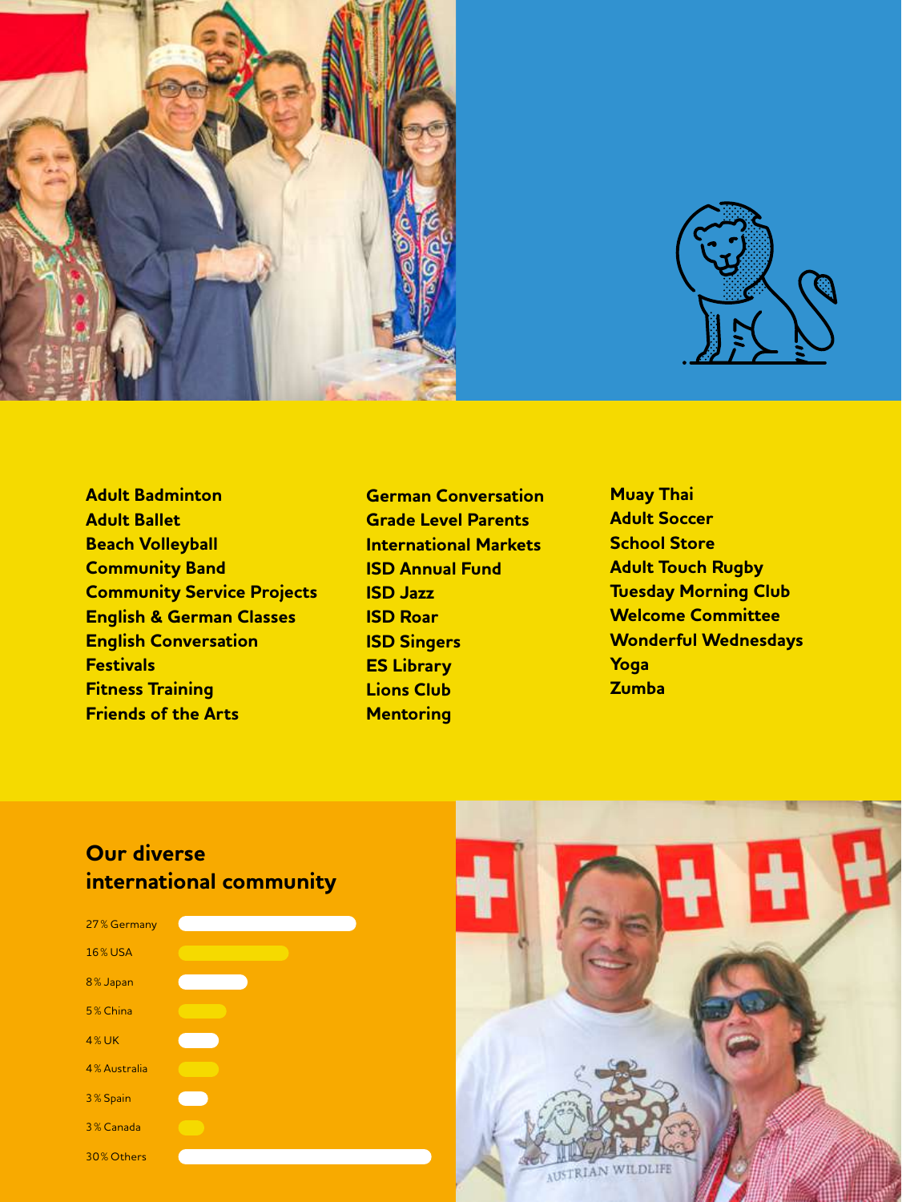Adult Badminton
Adult Ballet
Beach Volleyball
Community Band
Community Service Projects
English & German Classes
English Conversation
Festivals
Fitness Training
Friends of the Arts
German Conversation
Grade Level Parents
International Markets
ISD Annual Fund
ISD Jazz
ISD Roar
ISD Singers
ES Library
Lions Club
Mentoring
Muay Thai
Adult Soccer
School Store
Adult Touch Rugby
Tuesday Morning Club
Welcome Committee
Wonderful Wednesdays
Yoga
Zumba

## Our diverse international community

- 27 % Germany
- 16 % USA
- 8 % Japan
- 5 % China
- 4 % UK
- 4 % Australia
- 3 % Spain
- 3 % Canada
- 30 % Others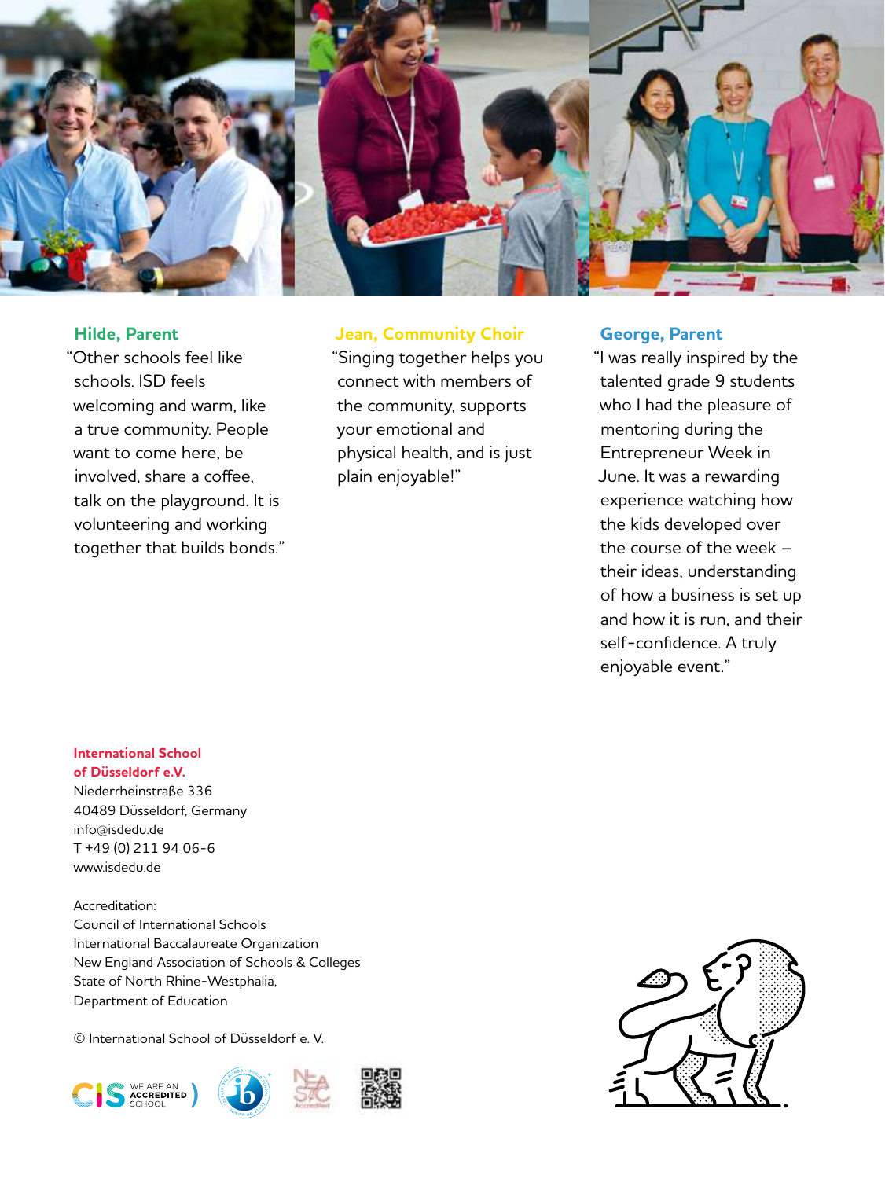**Hilde, Parent**

"Other schools feel like schools. ISD feels welcoming and warm, like a true community. People want to come here, be involved, share a coffee, talk on the playground. It is volunteering and working together that builds bonds."

**Jean, Community Choir**

"Singing together helps you connect with members of the community, supports your emotional and physical health, and is just plain enjoyable!"

**George, Parent**

"I was really inspired by the talented grade 9 students who I had the pleasure of mentoring during the Entrepreneur Week in June. It was a rewarding experience watching how the kids developed over the course of the week – their ideas, understanding of how a business is set up and how it is run, and their self-confidence. A truly enjoyable event."

**International School of Düsseldorf e.V.**
Niederrheinstraße 336
40489 Düsseldorf, Germany
info@isdedu.de
T +49 (0) 211 94 06-6
www.isdedu.de

Accreditation:
Council of International Schools
International Baccalaureate Organization
New England Association of Schools & Colleges
State of North Rhine-Westphalia, Department of Education

© International School of Düsseldorf e. V.

CIS WE ARE AN ACCREDITED SCHOOL